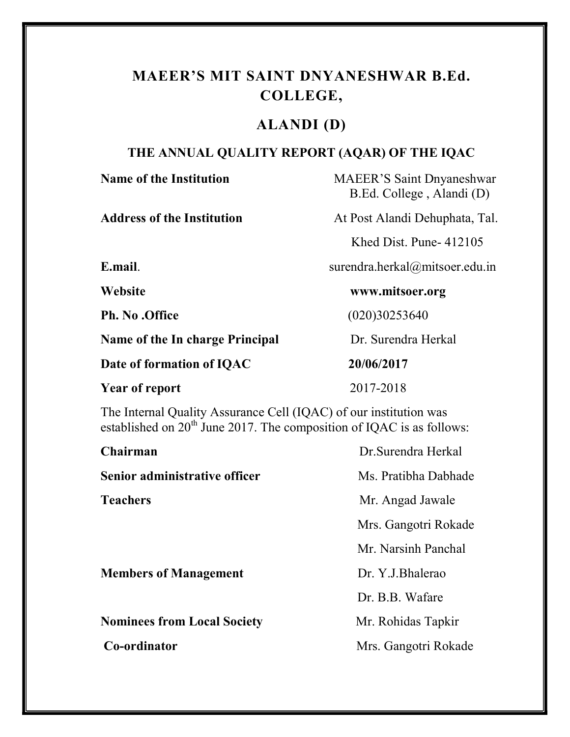# MAEER'S MIT SAINT DNYANESHWAR B.Ed. COLLEGE,

# ALANDI (D)

## THE ANNUAL QUALITY REPORT (AQAR) OF THE IQAC

| | |
|---|---|
| **Name of the Institution** | MAEER'S Saint Dnyaneshwar B.Ed. College , Alandi (D) |
| **Address of the Institution** | At Post Alandi Dehuphata, Tal. Khed Dist. Pune- 412105 |
| **E.mail**. | surendra.herkal@mitsoer.edu.in |
| **Website** | **www.mitsoer.org** |
| **Ph. No .Office** | (020)30253640 |
| **Name of the In charge Principal** | Dr. Surendra Herkal |
| **Date of formation of IQAC** | **20/06/2017** |
| **Year of report** | 2017-2018 |

The Internal Quality Assurance Cell (IQAC) of our institution was established on 20th June 2017. The composition of IQAC is as follows:

| | |
|---|---|
| **Chairman** | Dr.Surendra Herkal |
| **Senior administrative officer** | Ms. Pratibha Dabhade |
| **Teachers** | Mr. Angad Jawale |
| | Mrs. Gangotri Rokade |
| | Mr. Narsinh Panchal |
| **Members of Management** | Dr. Y.J.Bhalerao |
| | Dr. B.B. Wafare |
| **Nominees from Local Society** | Mr. Rohidas Tapkir |
| **Co-ordinator** | Mrs. Gangotri Rokade |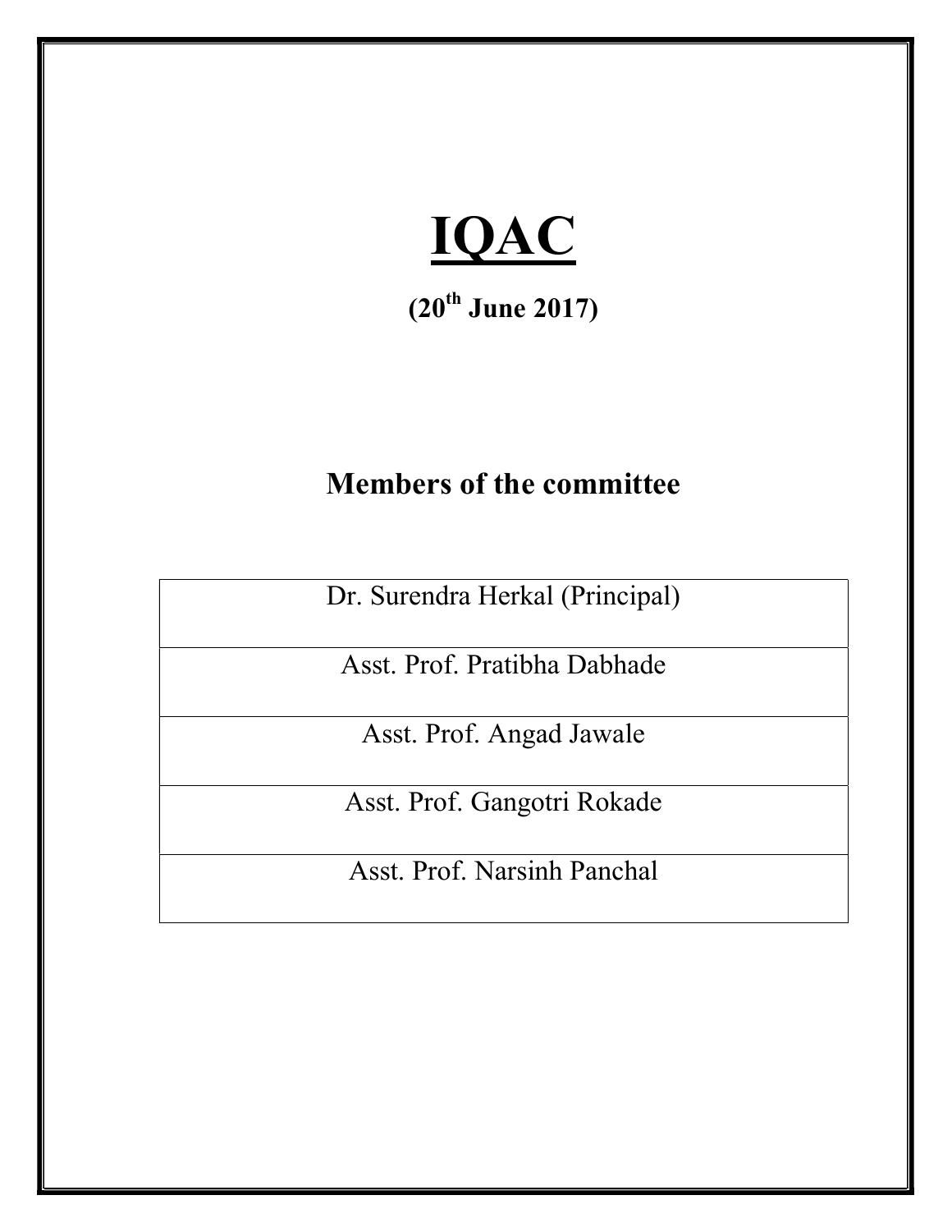# IQAC

**(20th June 2017)**

## Members of the committee

| Dr. Surendra Herkal (Principal) |
| --- |
| Asst. Prof. Pratibha Dabhade |
| Asst. Prof. Angad Jawale |
| Asst. Prof. Gangotri Rokade |
| Asst. Prof. Narsinh Panchal |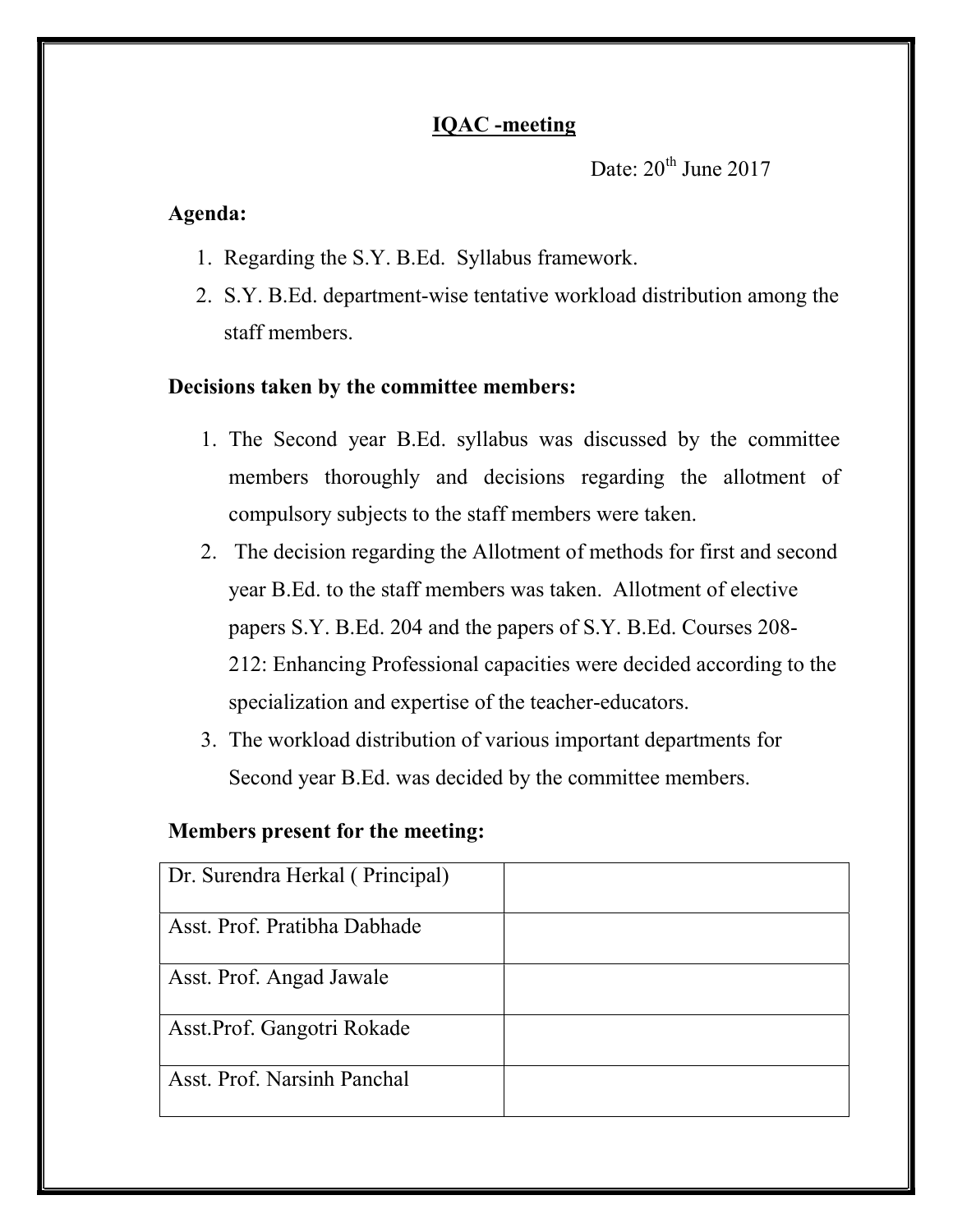## IQAC -meeting

Date: 20th June 2017

**Agenda:**

1. Regarding the S.Y. B.Ed. Syllabus framework.
2. S.Y. B.Ed. department-wise tentative workload distribution among the staff members.

**Decisions taken by the committee members:**

1. The Second year B.Ed. syllabus was discussed by the committee members thoroughly and decisions regarding the allotment of compulsory subjects to the staff members were taken.
2. The decision regarding the Allotment of methods for first and second year B.Ed. to the staff members was taken. Allotment of elective papers S.Y. B.Ed. 204 and the papers of S.Y. B.Ed. Courses 208-212: Enhancing Professional capacities were decided according to the specialization and expertise of the teacher-educators.
3. The workload distribution of various important departments for Second year B.Ed. was decided by the committee members.

**Members present for the meeting:**

| | |
|---|---|
| Dr. Surendra Herkal ( Principal) | |
| Asst. Prof. Pratibha Dabhade | |
| Asst. Prof. Angad Jawale | |
| Asst.Prof. Gangotri Rokade | |
| Asst. Prof. Narsinh Panchal | |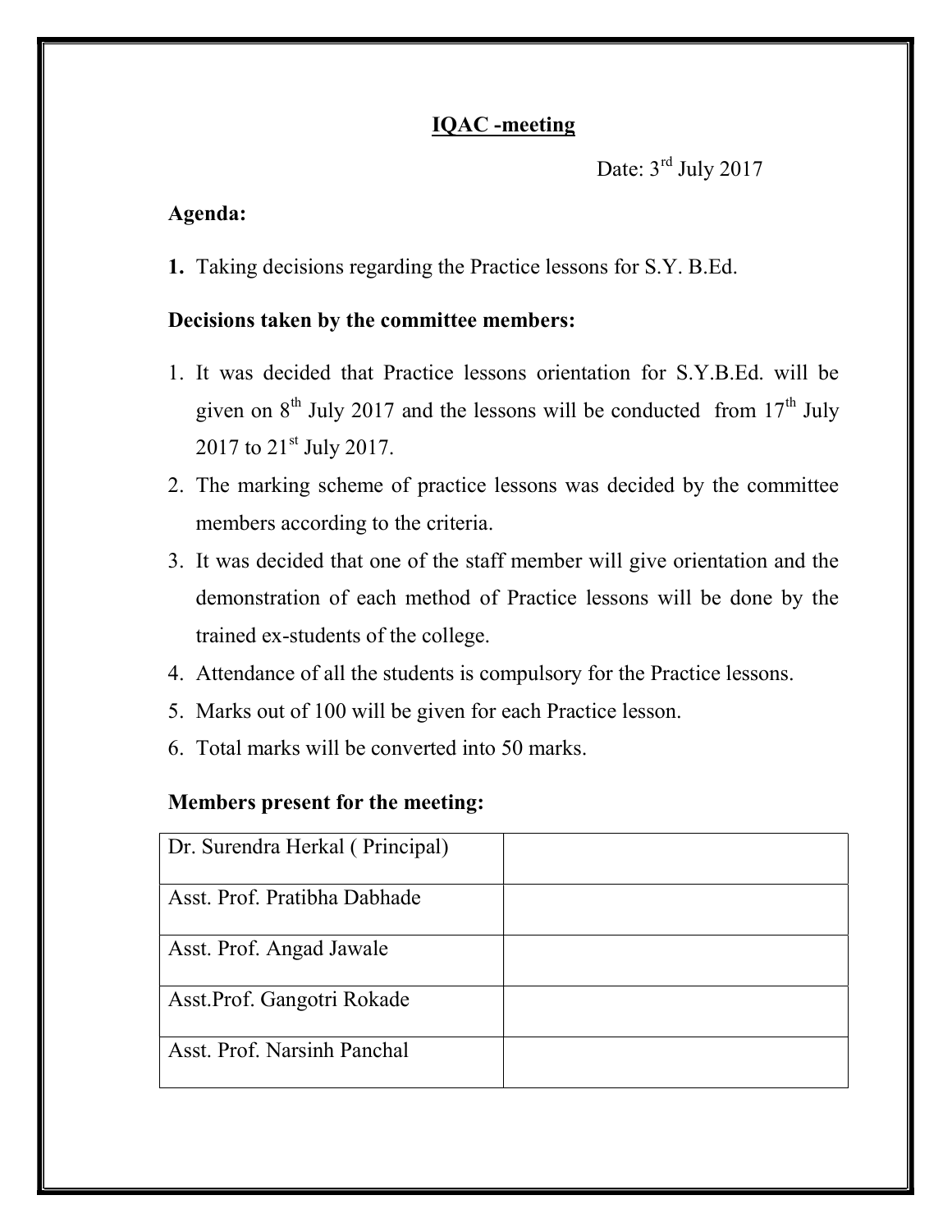# IQAC -meeting

Date: 3rd July 2017

**Agenda:**

**1.** Taking decisions regarding the Practice lessons for S.Y. B.Ed.

**Decisions taken by the committee members:**

1. It was decided that Practice lessons orientation for S.Y.B.Ed. will be given on 8th July 2017 and the lessons will be conducted from 17th July 2017 to 21st July 2017.
2. The marking scheme of practice lessons was decided by the committee members according to the criteria.
3. It was decided that one of the staff member will give orientation and the demonstration of each method of Practice lessons will be done by the trained ex-students of the college.
4. Attendance of all the students is compulsory for the Practice lessons.
5. Marks out of 100 will be given for each Practice lesson.
6. Total marks will be converted into 50 marks.

**Members present for the meeting:**

| | |
|---|---|
| Dr. Surendra Herkal ( Principal) | |
| Asst. Prof. Pratibha Dabhade | |
| Asst. Prof. Angad Jawale | |
| Asst.Prof. Gangotri Rokade | |
| Asst. Prof. Narsinh Panchal | |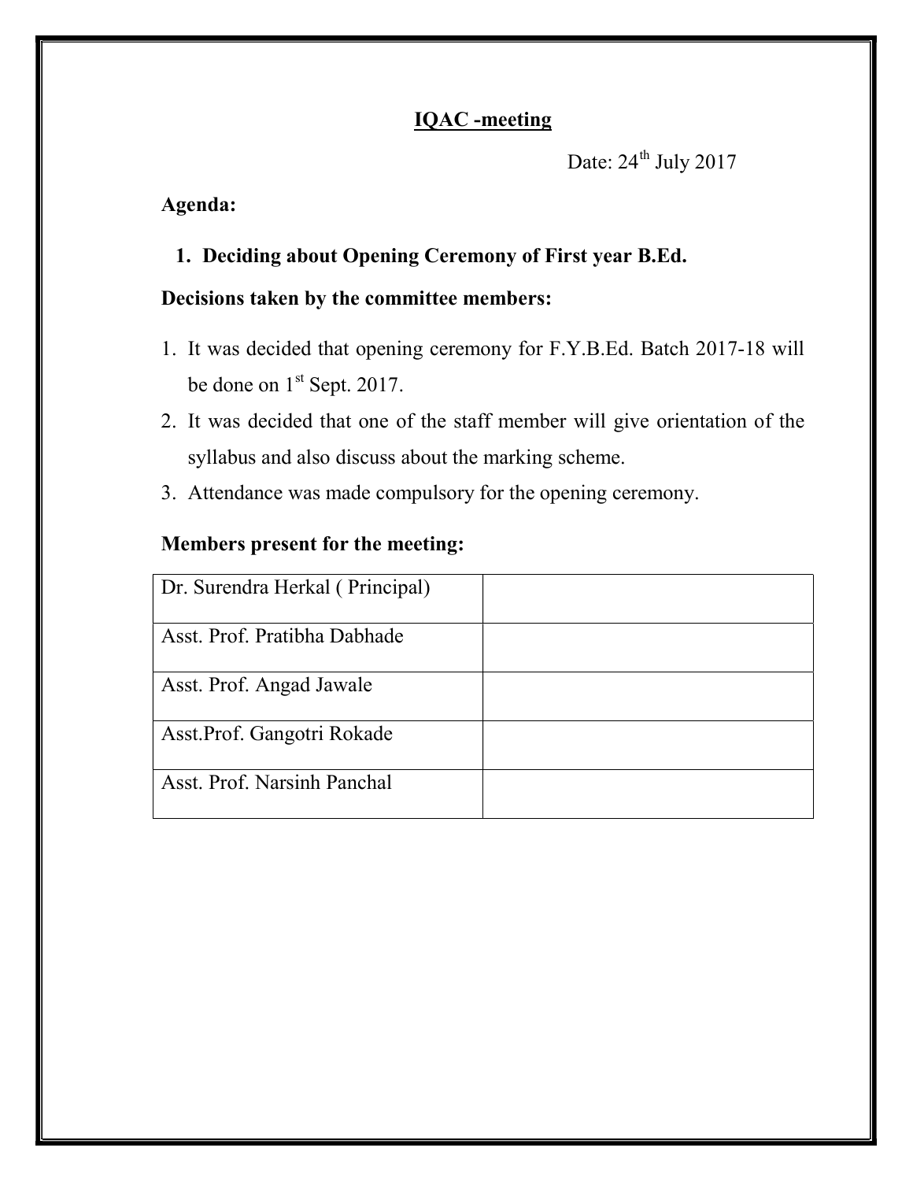# IQAC -meeting

Date: 24th July 2017

**Agenda:**

1. **Deciding about Opening Ceremony of First year B.Ed.**

**Decisions taken by the committee members:**

1. It was decided that opening ceremony for F.Y.B.Ed. Batch 2017-18 will be done on 1st Sept. 2017.
2. It was decided that one of the staff member will give orientation of the syllabus and also discuss about the marking scheme.
3. Attendance was made compulsory for the opening ceremony.

**Members present for the meeting:**

| | |
|---|---|
| Dr. Surendra Herkal ( Principal) | |
| Asst. Prof. Pratibha Dabhade | |
| Asst. Prof. Angad Jawale | |
| Asst.Prof. Gangotri Rokade | |
| Asst. Prof. Narsinh Panchal | |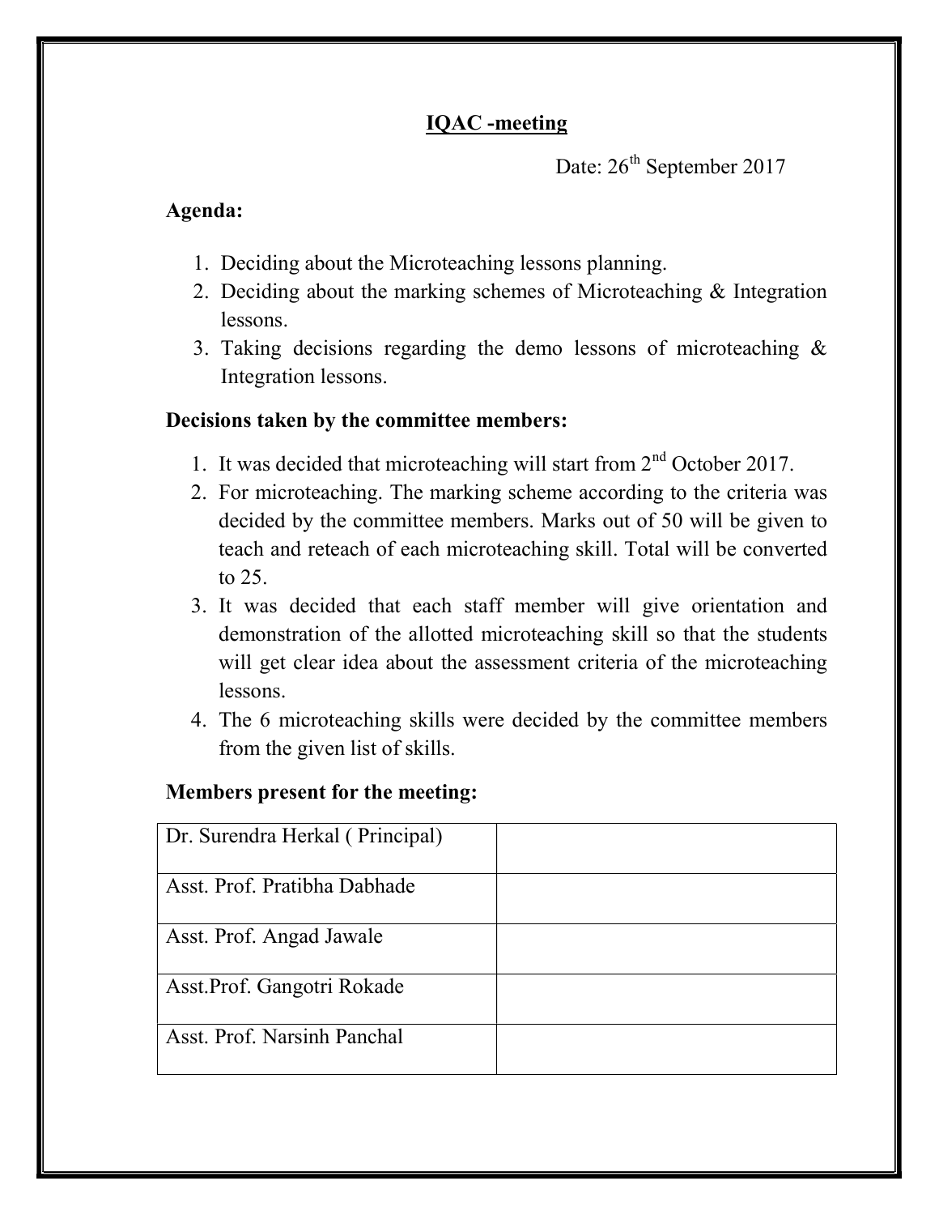## IQAC -meeting

Date: 26th September 2017

**Agenda:**

1. Deciding about the Microteaching lessons planning.
2. Deciding about the marking schemes of Microteaching & Integration lessons.
3. Taking decisions regarding the demo lessons of microteaching & Integration lessons.

**Decisions taken by the committee members:**

1. It was decided that microteaching will start from 2nd October 2017.
2. For microteaching. The marking scheme according to the criteria was decided by the committee members. Marks out of 50 will be given to teach and reteach of each microteaching skill. Total will be converted to 25.
3. It was decided that each staff member will give orientation and demonstration of the allotted microteaching skill so that the students will get clear idea about the assessment criteria of the microteaching lessons.
4. The 6 microteaching skills were decided by the committee members from the given list of skills.

**Members present for the meeting:**

| | |
|---|---|
| Dr. Surendra Herkal ( Principal) | |
| Asst. Prof. Pratibha Dabhade | |
| Asst. Prof. Angad Jawale | |
| Asst.Prof. Gangotri Rokade | |
| Asst. Prof. Narsinh Panchal | |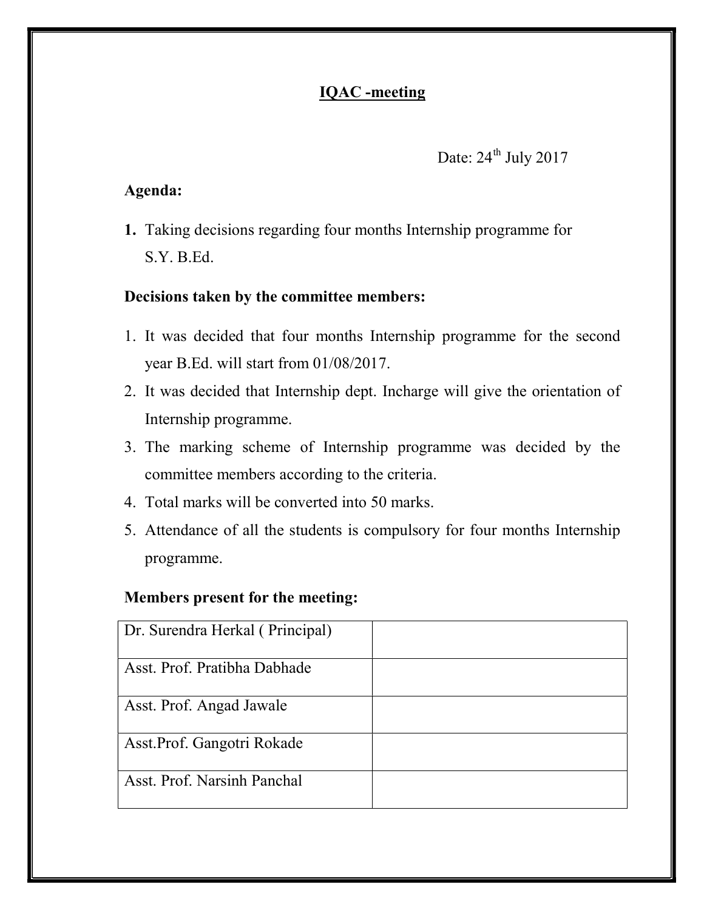# IQAC -meeting

Date: 24th July 2017

**Agenda:**

1. Taking decisions regarding four months Internship programme for S.Y. B.Ed.

**Decisions taken by the committee members:**

1. It was decided that four months Internship programme for the second year B.Ed. will start from 01/08/2017.
2. It was decided that Internship dept. Incharge will give the orientation of Internship programme.
3. The marking scheme of Internship programme was decided by the committee members according to the criteria.
4. Total marks will be converted into 50 marks.
5. Attendance of all the students is compulsory for four months Internship programme.

**Members present for the meeting:**

| | |
|---|---|
| Dr. Surendra Herkal ( Principal) | |
| Asst. Prof. Pratibha Dabhade | |
| Asst. Prof. Angad Jawale | |
| Asst.Prof. Gangotri Rokade | |
| Asst. Prof. Narsinh Panchal | |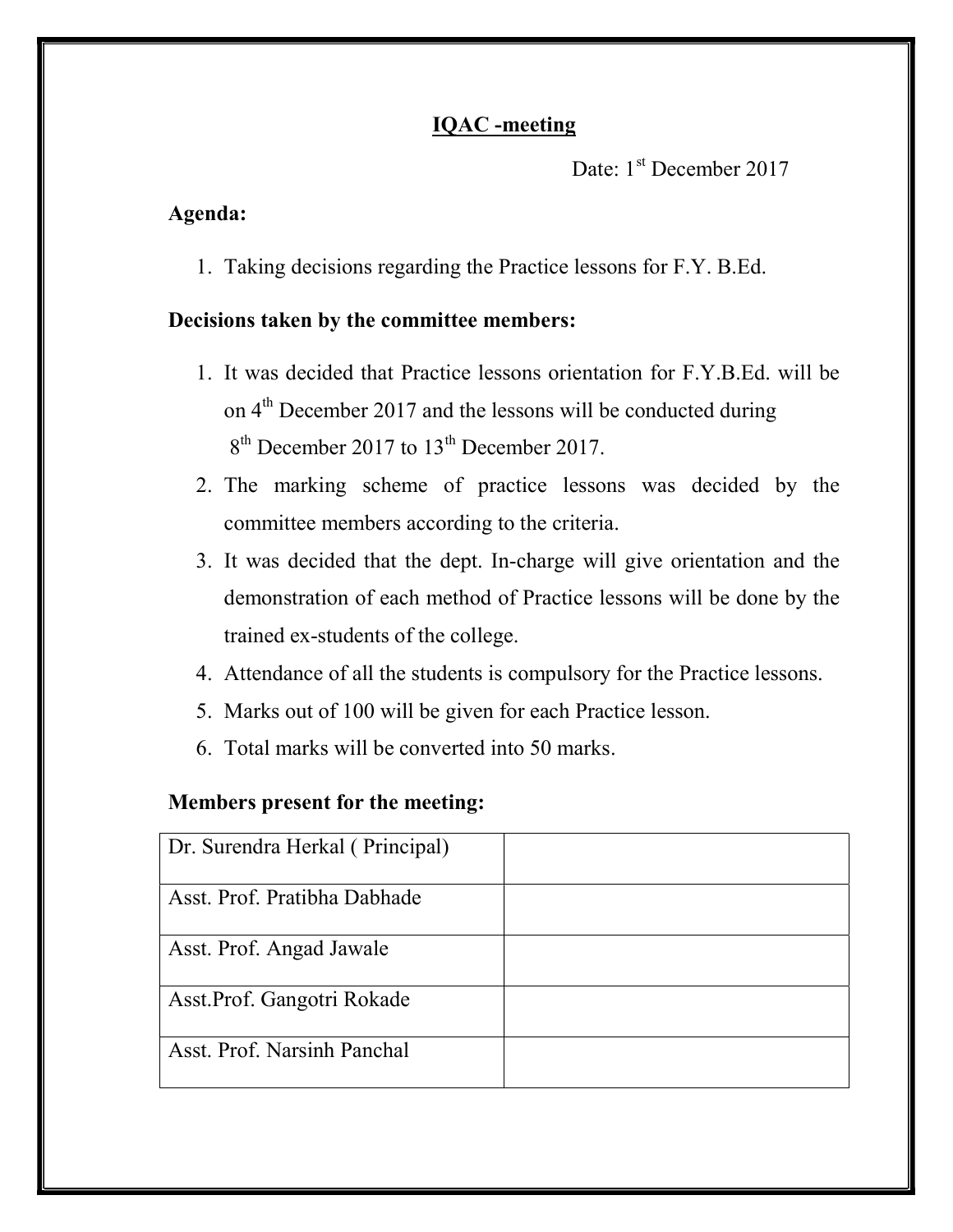## IQAC -meeting

Date: 1st December 2017

**Agenda:**

1. Taking decisions regarding the Practice lessons for F.Y. B.Ed.

**Decisions taken by the committee members:**

1. It was decided that Practice lessons orientation for F.Y.B.Ed. will be on 4th December 2017 and the lessons will be conducted during 8th December 2017 to 13th December 2017.
2. The marking scheme of practice lessons was decided by the committee members according to the criteria.
3. It was decided that the dept. In-charge will give orientation and the demonstration of each method of Practice lessons will be done by the trained ex-students of the college.
4. Attendance of all the students is compulsory for the Practice lessons.
5. Marks out of 100 will be given for each Practice lesson.
6. Total marks will be converted into 50 marks.

**Members present for the meeting:**

| | |
|---|---|
| Dr. Surendra Herkal ( Principal) | |
| Asst. Prof. Pratibha Dabhade | |
| Asst. Prof. Angad Jawale | |
| Asst.Prof. Gangotri Rokade | |
| Asst. Prof. Narsinh Panchal | |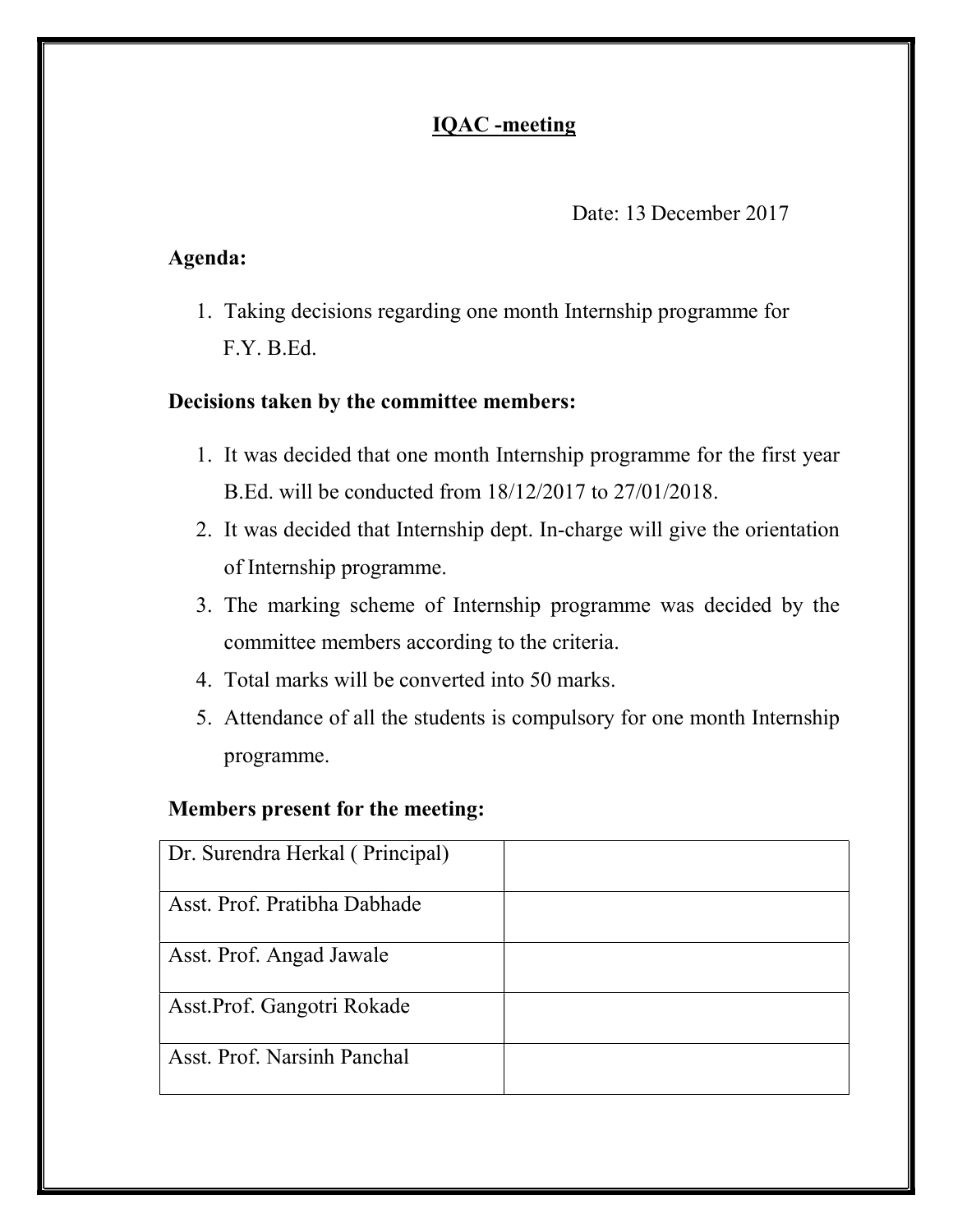# IQAC -meeting

Date: 13 December 2017

**Agenda:**

1. Taking decisions regarding one month Internship programme for F.Y. B.Ed.

**Decisions taken by the committee members:**

1. It was decided that one month Internship programme for the first year B.Ed. will be conducted from 18/12/2017 to 27/01/2018.
2. It was decided that Internship dept. In-charge will give the orientation of Internship programme.
3. The marking scheme of Internship programme was decided by the committee members according to the criteria.
4. Total marks will be converted into 50 marks.
5. Attendance of all the students is compulsory for one month Internship programme.

**Members present for the meeting:**

| | |
|---|---|
| Dr. Surendra Herkal ( Principal) | |
| Asst. Prof. Pratibha Dabhade | |
| Asst. Prof. Angad Jawale | |
| Asst.Prof. Gangotri Rokade | |
| Asst. Prof. Narsinh Panchal | |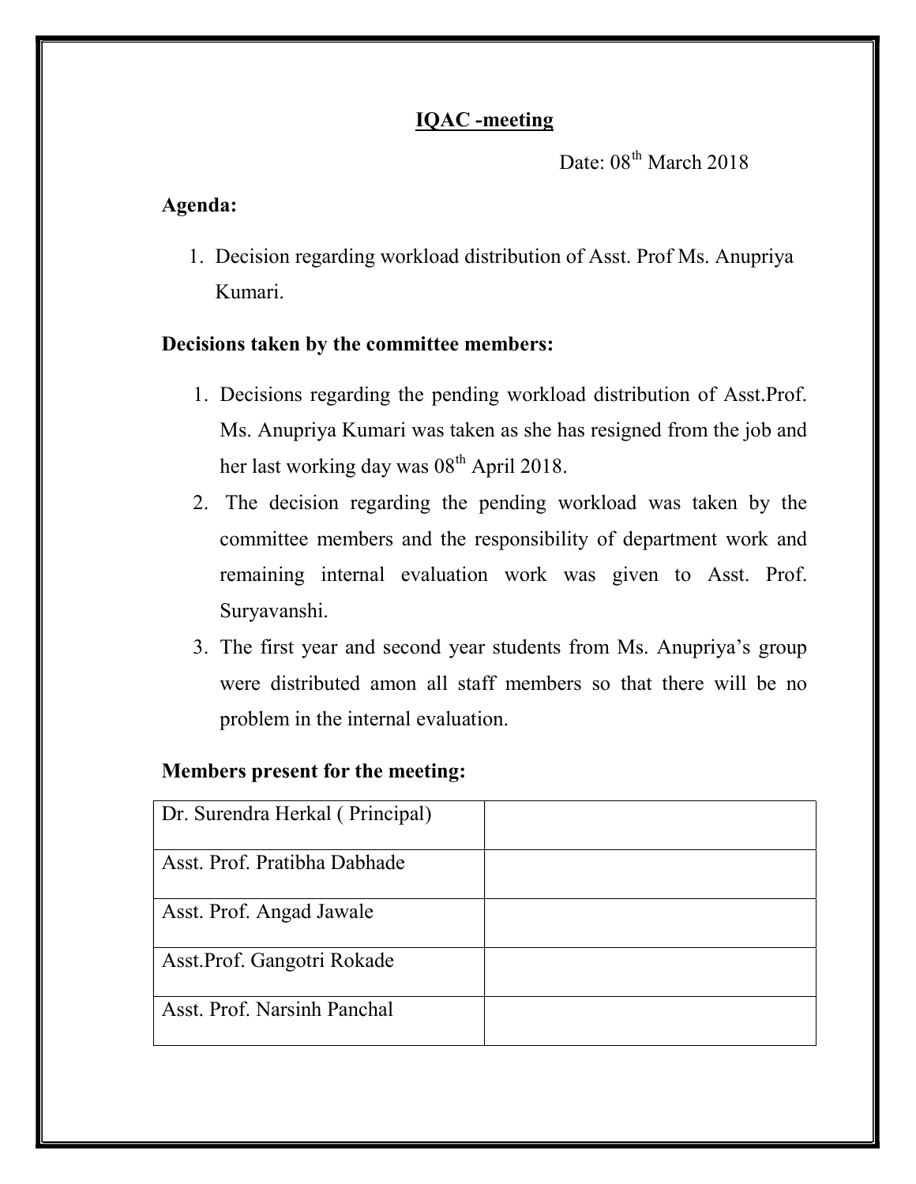## IQAC -meeting

Date: 08th March 2018

**Agenda:**

1. Decision regarding workload distribution of Asst. Prof Ms. Anupriya Kumari.

**Decisions taken by the committee members:**

1. Decisions regarding the pending workload distribution of Asst.Prof. Ms. Anupriya Kumari was taken as she has resigned from the job and her last working day was 08th April 2018.
2. The decision regarding the pending workload was taken by the committee members and the responsibility of department work and remaining internal evaluation work was given to Asst. Prof. Suryavanshi.
3. The first year and second year students from Ms. Anupriya's group were distributed amon all staff members so that there will be no problem in the internal evaluation.

**Members present for the meeting:**

| | |
|---|---|
| Dr. Surendra Herkal ( Principal) | |
| Asst. Prof. Pratibha Dabhade | |
| Asst. Prof. Angad Jawale | |
| Asst.Prof. Gangotri Rokade | |
| Asst. Prof. Narsinh Panchal | |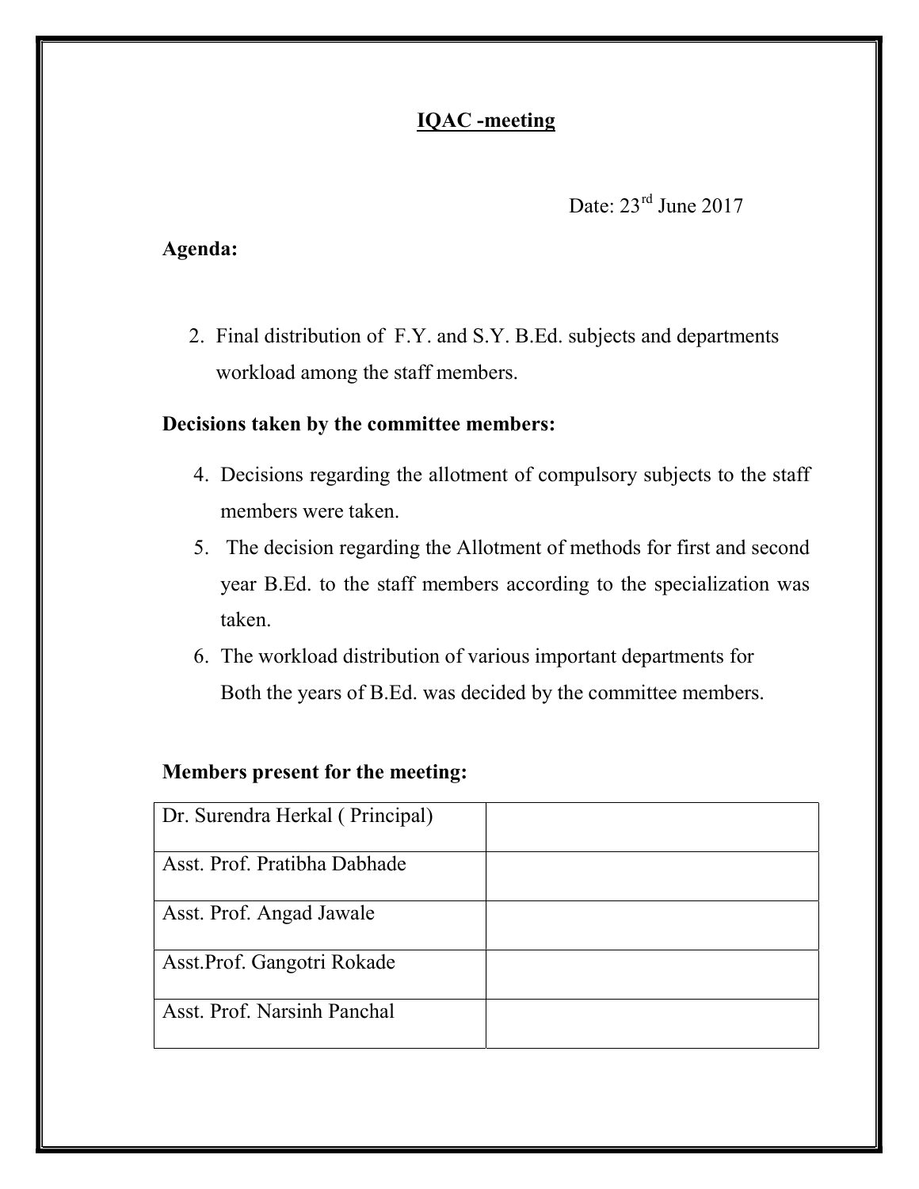## IQAC -meeting

Date: 23rd June 2017

**Agenda:**

2. Final distribution of F.Y. and S.Y. B.Ed. subjects and departments workload among the staff members.

**Decisions taken by the committee members:**

4. Decisions regarding the allotment of compulsory subjects to the staff members were taken.
5. The decision regarding the Allotment of methods for first and second year B.Ed. to the staff members according to the specialization was taken.
6. The workload distribution of various important departments for Both the years of B.Ed. was decided by the committee members.

**Members present for the meeting:**

| | |
|---|---|
| Dr. Surendra Herkal ( Principal) | |
| Asst. Prof. Pratibha Dabhade | |
| Asst. Prof. Angad Jawale | |
| Asst.Prof. Gangotri Rokade | |
| Asst. Prof. Narsinh Panchal | |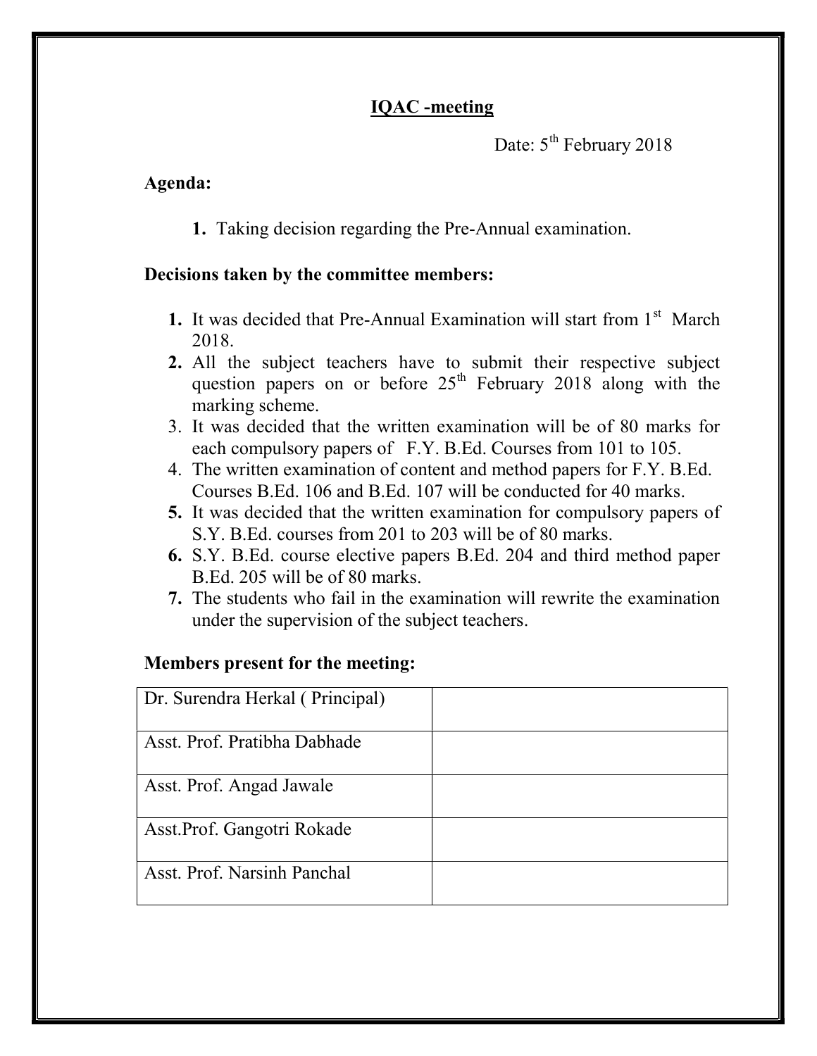# IQAC -meeting

Date: 5th February 2018

**Agenda:**

1. Taking decision regarding the Pre-Annual examination.

**Decisions taken by the committee members:**

1. It was decided that Pre-Annual Examination will start from 1st March 2018.
2. All the subject teachers have to submit their respective subject question papers on or before 25th February 2018 along with the marking scheme.
3. It was decided that the written examination will be of 80 marks for each compulsory papers of F.Y. B.Ed. Courses from 101 to 105.
4. The written examination of content and method papers for F.Y. B.Ed. Courses B.Ed. 106 and B.Ed. 107 will be conducted for 40 marks.
5. It was decided that the written examination for compulsory papers of S.Y. B.Ed. courses from 201 to 203 will be of 80 marks.
6. S.Y. B.Ed. course elective papers B.Ed. 204 and third method paper B.Ed. 205 will be of 80 marks.
7. The students who fail in the examination will rewrite the examination under the supervision of the subject teachers.

**Members present for the meeting:**

| | |
|---|---|
| Dr. Surendra Herkal ( Principal) | |
| Asst. Prof. Pratibha Dabhade | |
| Asst. Prof. Angad Jawale | |
| Asst.Prof. Gangotri Rokade | |
| Asst. Prof. Narsinh Panchal | |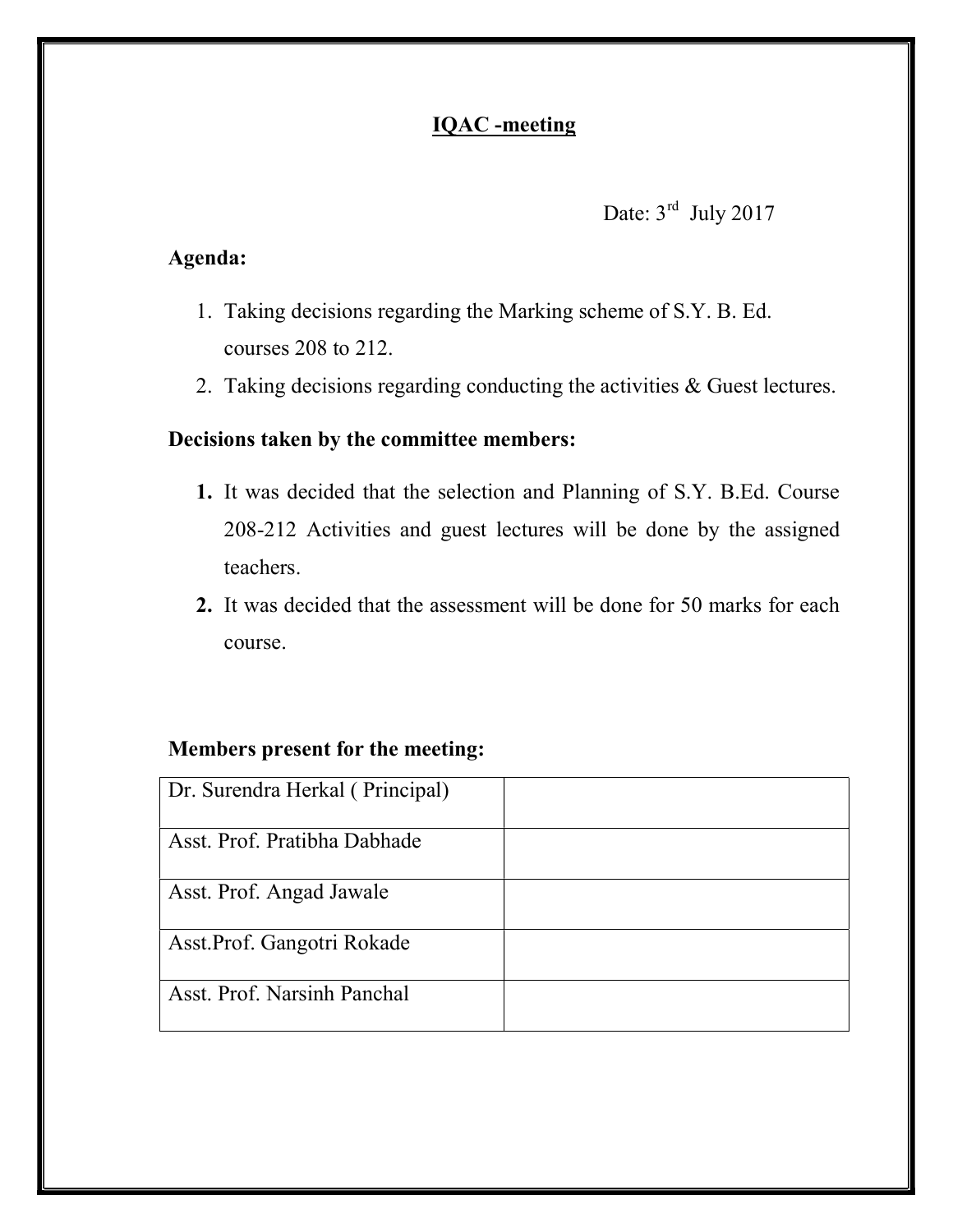## IQAC -meeting

Date: 3rd July 2017

**Agenda:**

1. Taking decisions regarding the Marking scheme of S.Y. B. Ed. courses 208 to 212.
2. Taking decisions regarding conducting the activities & Guest lectures.

**Decisions taken by the committee members:**

1. It was decided that the selection and Planning of S.Y. B.Ed. Course 208-212 Activities and guest lectures will be done by the assigned teachers.
2. It was decided that the assessment will be done for 50 marks for each course.

**Members present for the meeting:**

| | |
|---|---|
| Dr. Surendra Herkal ( Principal) | |
| Asst. Prof. Pratibha Dabhade | |
| Asst. Prof. Angad Jawale | |
| Asst.Prof. Gangotri Rokade | |
| Asst. Prof. Narsinh Panchal | |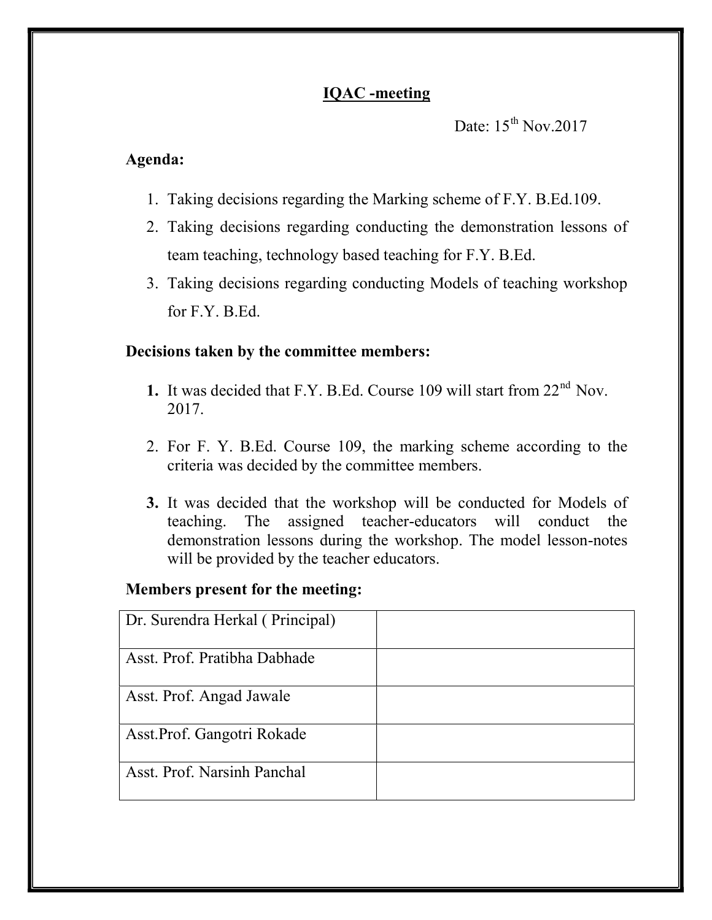## IQAC -meeting

Date: 15th Nov.2017

**Agenda:**

1. Taking decisions regarding the Marking scheme of F.Y. B.Ed.109.
2. Taking decisions regarding conducting the demonstration lessons of team teaching, technology based teaching for F.Y. B.Ed.
3. Taking decisions regarding conducting Models of teaching workshop for F.Y. B.Ed.

**Decisions taken by the committee members:**

1. It was decided that F.Y. B.Ed. Course 109 will start from 22nd Nov. 2017.
2. For F. Y. B.Ed. Course 109, the marking scheme according to the criteria was decided by the committee members.
3. It was decided that the workshop will be conducted for Models of teaching. The assigned teacher-educators will conduct the demonstration lessons during the workshop. The model lesson-notes will be provided by the teacher educators.

**Members present for the meeting:**

| | |
|---|---|
| Dr. Surendra Herkal ( Principal) | |
| Asst. Prof. Pratibha Dabhade | |
| Asst. Prof. Angad Jawale | |
| Asst.Prof. Gangotri Rokade | |
| Asst. Prof. Narsinh Panchal | |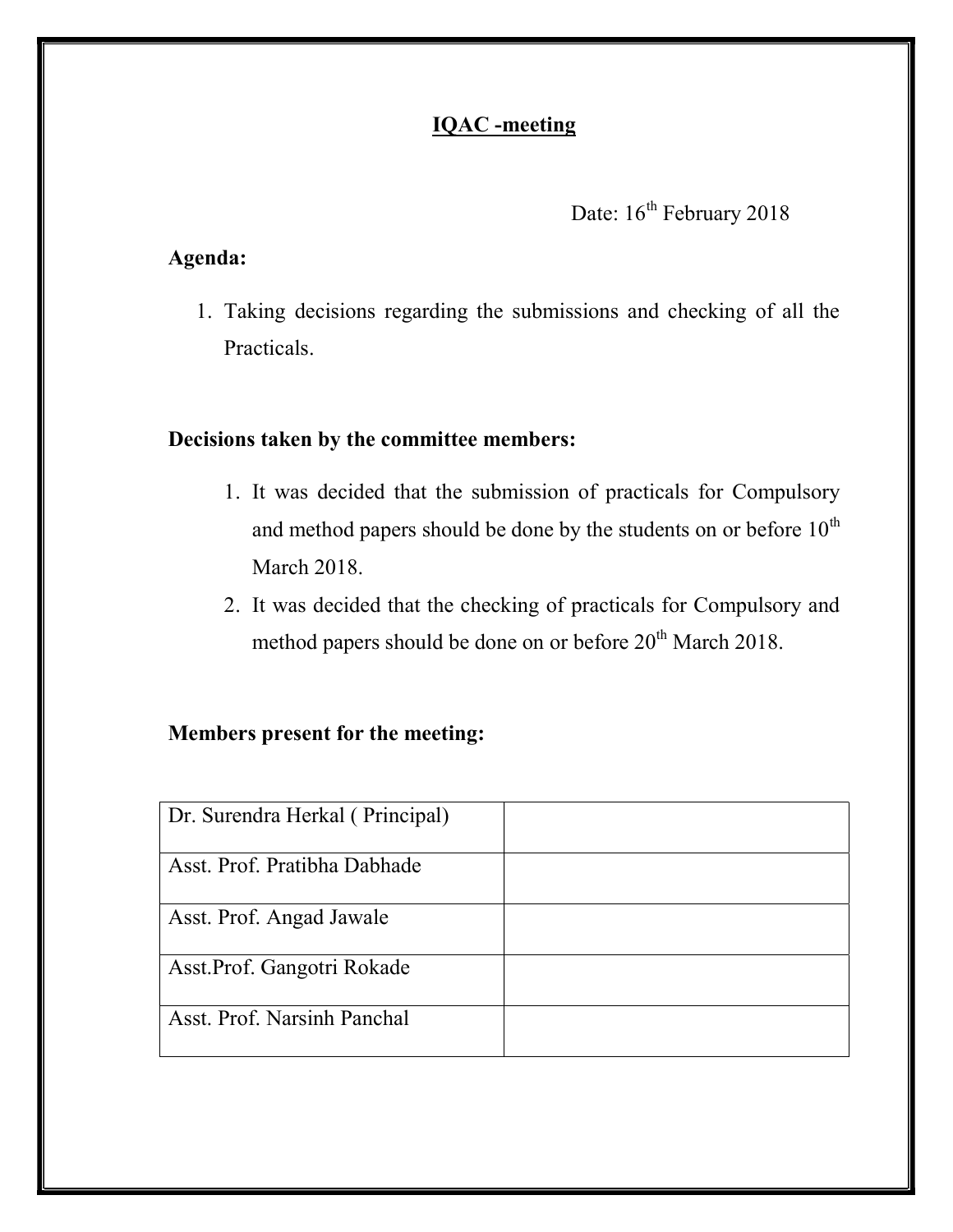## IQAC -meeting

Date: 16th February 2018

**Agenda:**

1. Taking decisions regarding the submissions and checking of all the Practicals.

**Decisions taken by the committee members:**

1. It was decided that the submission of practicals for Compulsory and method papers should be done by the students on or before 10th March 2018.
2. It was decided that the checking of practicals for Compulsory and method papers should be done on or before 20th March 2018.

**Members present for the meeting:**

| | |
|---|---|
| Dr. Surendra Herkal ( Principal) | |
| Asst. Prof. Pratibha Dabhade | |
| Asst. Prof. Angad Jawale | |
| Asst.Prof. Gangotri Rokade | |
| Asst. Prof. Narsinh Panchal | |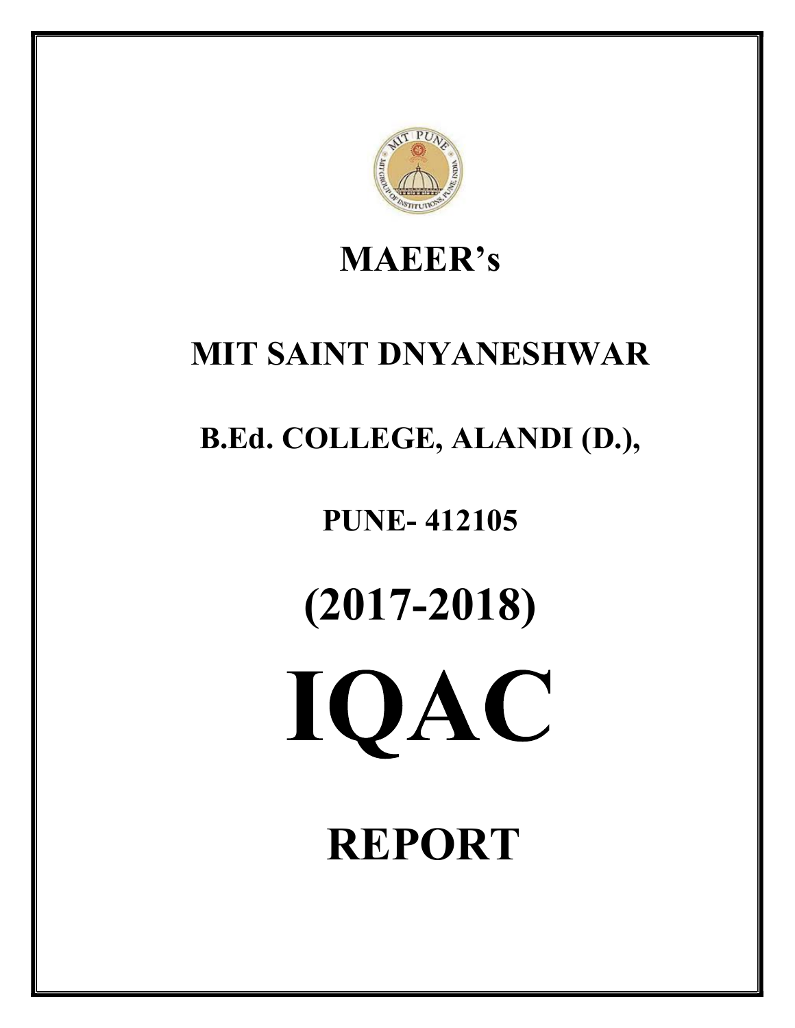# MAEER's

## MIT SAINT DNYANESHWAR

## B.Ed. COLLEGE, ALANDI (D.),

## PUNE- 412105

# (2017-2018)

# IQAC

# REPORT